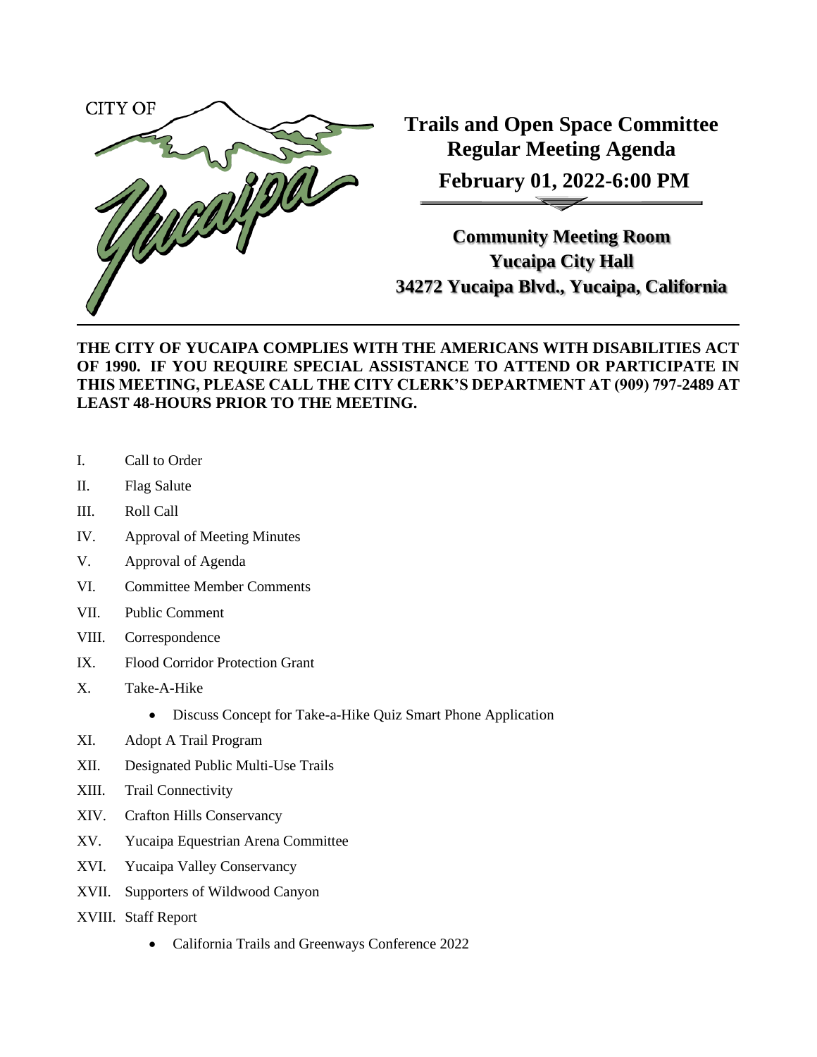CITY OF Yucaipa

# Trails and Open Space Committee
# Regular Meeting Agenda

**February 01, 2022-6:00 PM**

**Community Meeting Room**
**Yucaipa City Hall**
**34272 Yucaipa Blvd., Yucaipa, California**

**THE CITY OF YUCAIPA COMPLIES WITH THE AMERICANS WITH DISABILITIES ACT OF 1990. IF YOU REQUIRE SPECIAL ASSISTANCE TO ATTEND OR PARTICIPATE IN THIS MEETING, PLEASE CALL THE CITY CLERK'S DEPARTMENT AT (909) 797-2489 AT LEAST 48-HOURS PRIOR TO THE MEETING.**

I. Call to Order

II. Flag Salute

III. Roll Call

IV. Approval of Meeting Minutes

V. Approval of Agenda

VI. Committee Member Comments

VII. Public Comment

VIII. Correspondence

IX. Flood Corridor Protection Grant

X. Take-A-Hike

- Discuss Concept for Take-a-Hike Quiz Smart Phone Application

XI. Adopt A Trail Program

XII. Designated Public Multi-Use Trails

XIII. Trail Connectivity

XIV. Crafton Hills Conservancy

XV. Yucaipa Equestrian Arena Committee

XVI. Yucaipa Valley Conservancy

XVII. Supporters of Wildwood Canyon

XVIII. Staff Report

- California Trails and Greenways Conference 2022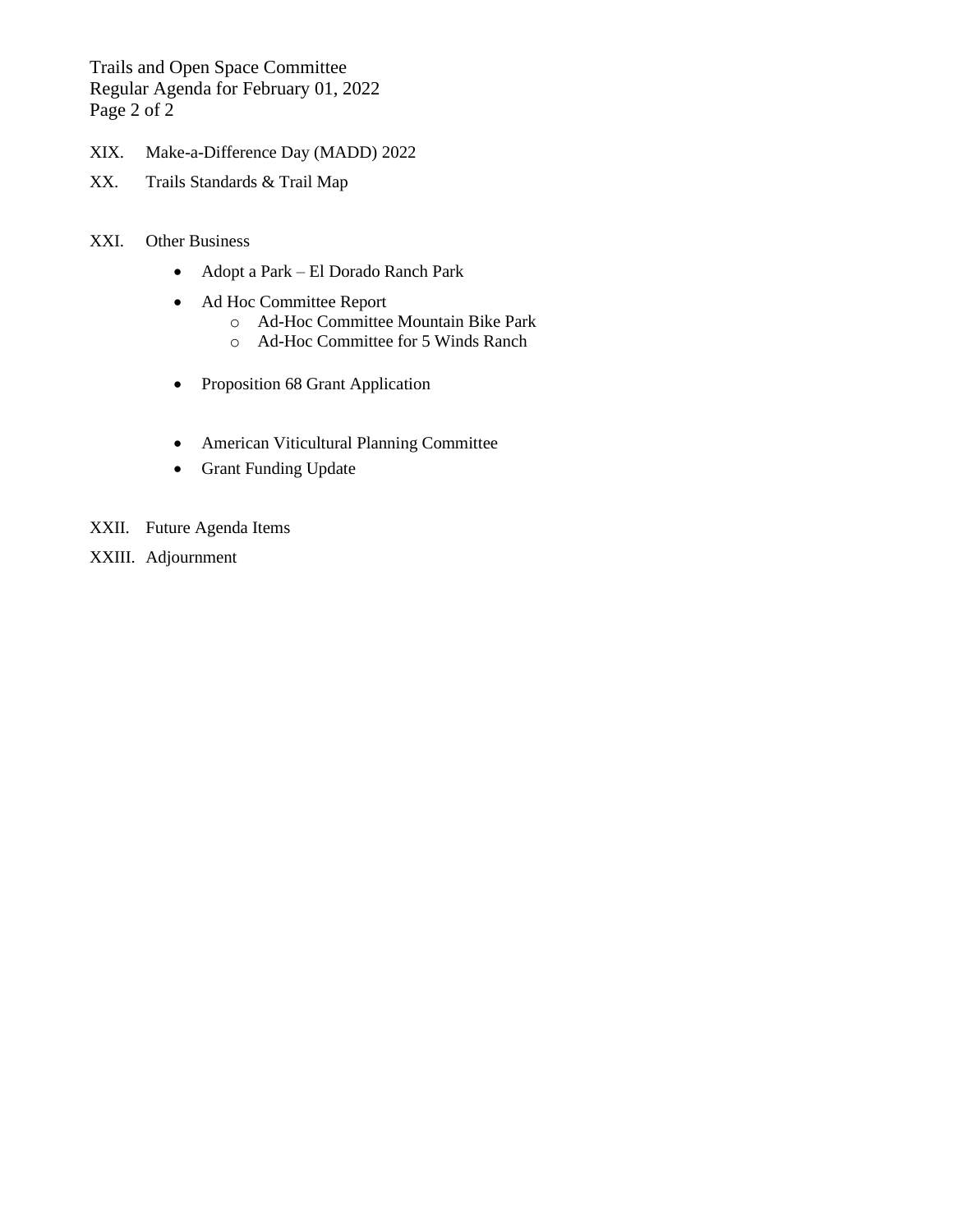XIX. Make-a-Difference Day (MADD) 2022

XX. Trails Standards & Trail Map

XXI. Other Business

- Adopt a Park – El Dorado Ranch Park
- Ad Hoc Committee Report
  - Ad-Hoc Committee Mountain Bike Park
  - Ad-Hoc Committee for 5 Winds Ranch
- Proposition 68 Grant Application
- American Viticultural Planning Committee
- Grant Funding Update

XXII. Future Agenda Items

XXIII. Adjournment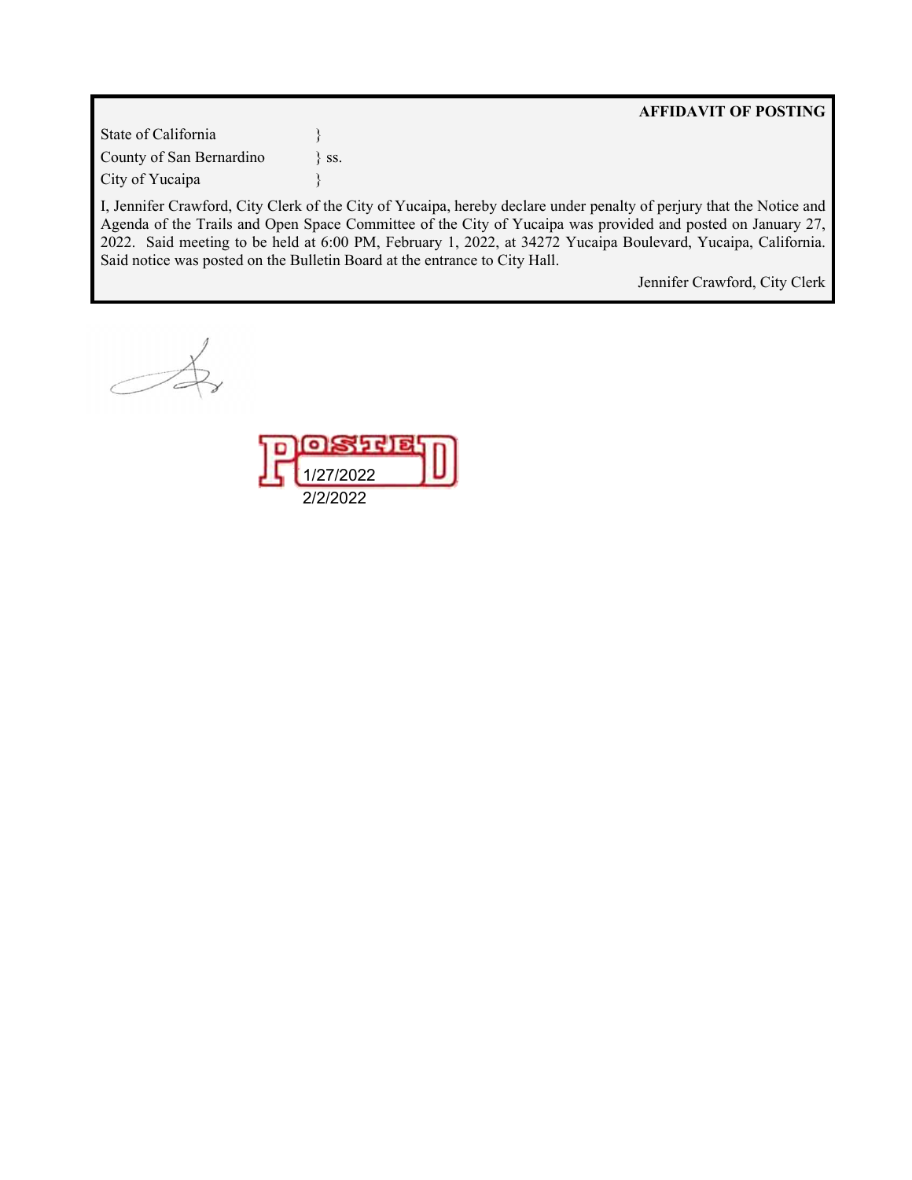**AFFIDAVIT OF POSTING**

State of California }
County of San Bernardino } ss.
City of Yucaipa }

I, Jennifer Crawford, City Clerk of the City of Yucaipa, hereby declare under penalty of perjury that the Notice and Agenda of the Trails and Open Space Committee of the City of Yucaipa was provided and posted on January 27, 2022. Said meeting to be held at 6:00 PM, February 1, 2022, at 34272 Yucaipa Boulevard, Yucaipa, California. Said notice was posted on the Bulletin Board at the entrance to City Hall.

Jennifer Crawford, City Clerk

POSTED
1/27/2022
2/2/2022